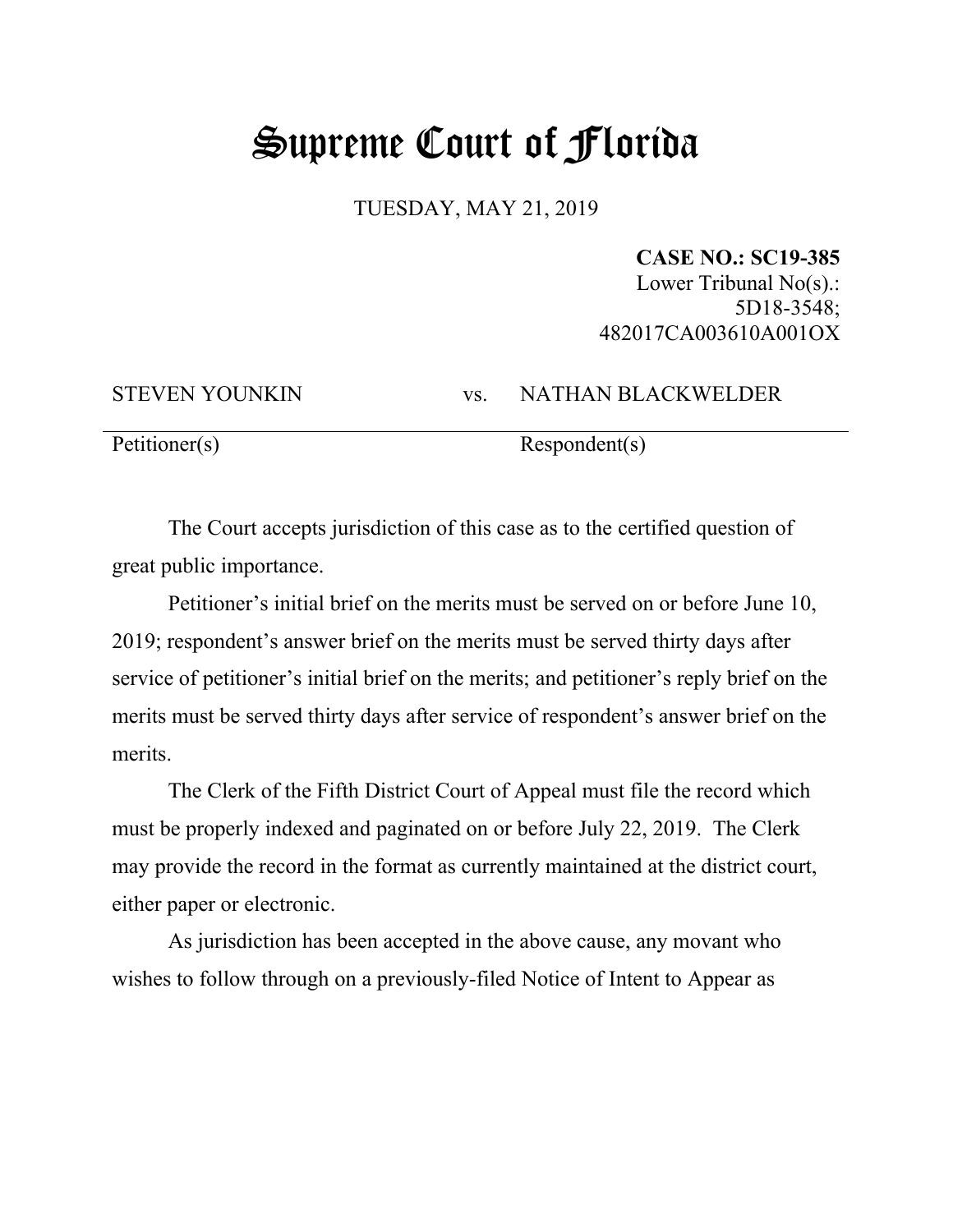# Supreme Court of Florida

TUESDAY, MAY 21, 2019

**CASE NO.: SC19-385**
Lower Tribunal No(s).:
5D18-3548;
482017CA003610A001OX

| STEVEN YOUNKIN | vs. | NATHAN BLACKWELDER |
|---|---|---|
| Petitioner(s) | | Respondent(s) |

The Court accepts jurisdiction of this case as to the certified question of great public importance.

Petitioner's initial brief on the merits must be served on or before June 10, 2019; respondent's answer brief on the merits must be served thirty days after service of petitioner's initial brief on the merits; and petitioner's reply brief on the merits must be served thirty days after service of respondent's answer brief on the merits.

The Clerk of the Fifth District Court of Appeal must file the record which must be properly indexed and paginated on or before July 22, 2019. The Clerk may provide the record in the format as currently maintained at the district court, either paper or electronic.

As jurisdiction has been accepted in the above cause, any movant who wishes to follow through on a previously-filed Notice of Intent to Appear as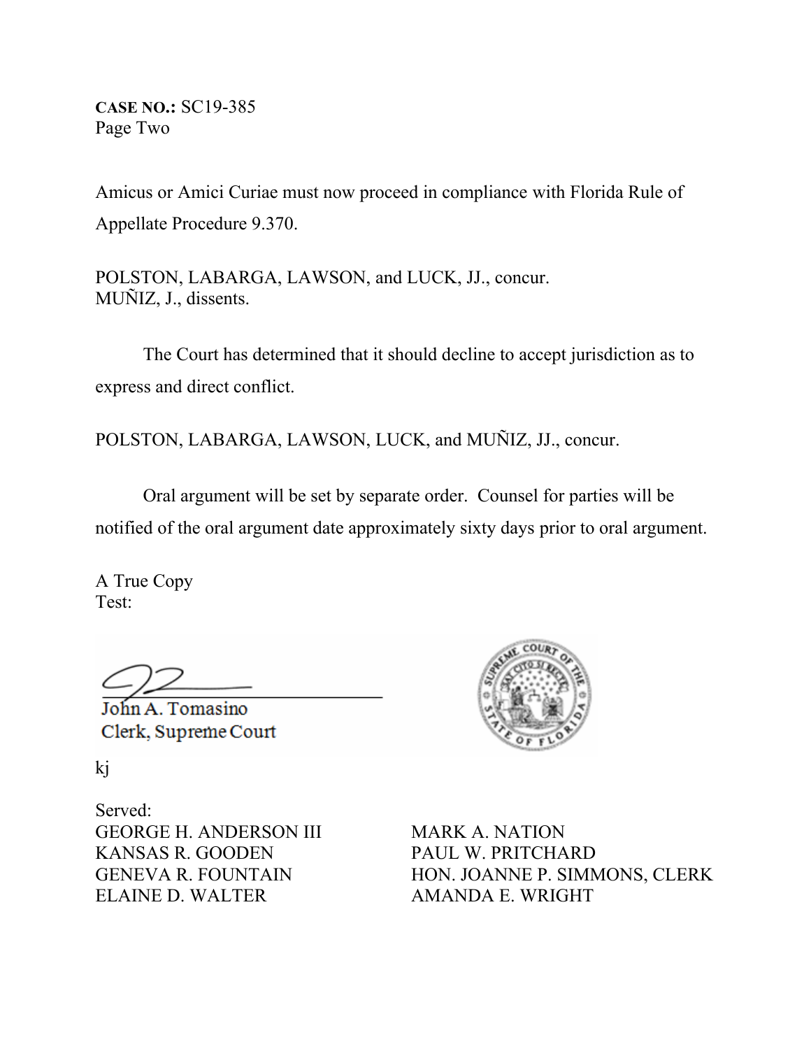**CASE NO.:** SC19-385
Page Two

Amicus or Amici Curiae must now proceed in compliance with Florida Rule of Appellate Procedure 9.370.

POLSTON, LABARGA, LAWSON, and LUCK, JJ., concur.
MUÑIZ, J., dissents.

The Court has determined that it should decline to accept jurisdiction as to express and direct conflict.

POLSTON, LABARGA, LAWSON, LUCK, and MUÑIZ, JJ., concur.

Oral argument will be set by separate order. Counsel for parties will be notified of the oral argument date approximately sixty days prior to oral argument.

A True Copy
Test:

John A. Tomasino
Clerk, Supreme Court

kj

Served:

GEORGE H. ANDERSON III
KANSAS R. GOODEN
GENEVA R. FOUNTAIN
ELAINE D. WALTER
MARK A. NATION
PAUL W. PRITCHARD
HON. JOANNE P. SIMMONS, CLERK
AMANDA E. WRIGHT